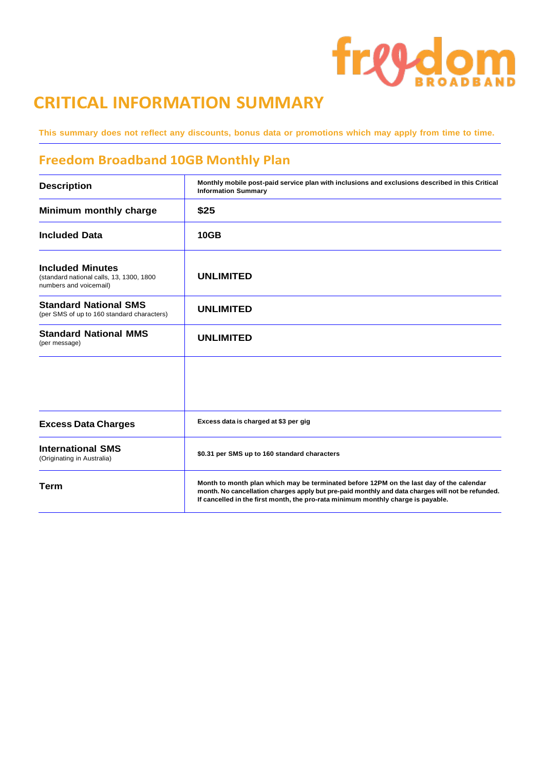# CRITICAL INFORMATION SUMMARY

**This summary does not reflect any discounts, bonus data or promotions which may apply from time to time.**

## Freedom Broadband 10GB Monthly Plan

| | |
|---|---|
| **Description** | **Monthly mobile post-paid service plan with inclusions and exclusions described in this Critical Information Summary** |
| **Minimum monthly charge** | **$25** |
| **Included Data** | **10GB** |
| **Included Minutes** (standard national calls, 13, 1300, 1800 numbers and voicemail) | **UNLIMITED** |
| **Standard National SMS** (per SMS of up to 160 standard characters) | **UNLIMITED** |
| **Standard National MMS** (per message) | **UNLIMITED** |
| | |
| **Excess Data Charges** | **Excess data is charged at $3 per gig** |
| **International SMS** (Originating in Australia) | **$0.31 per SMS up to 160 standard characters** |
| **Term** | **Month to month plan which may be terminated before 12PM on the last day of the calendar month. No cancellation charges apply but pre-paid monthly and data charges will not be refunded. If cancelled in the first month, the pro-rata minimum monthly charge is payable.** |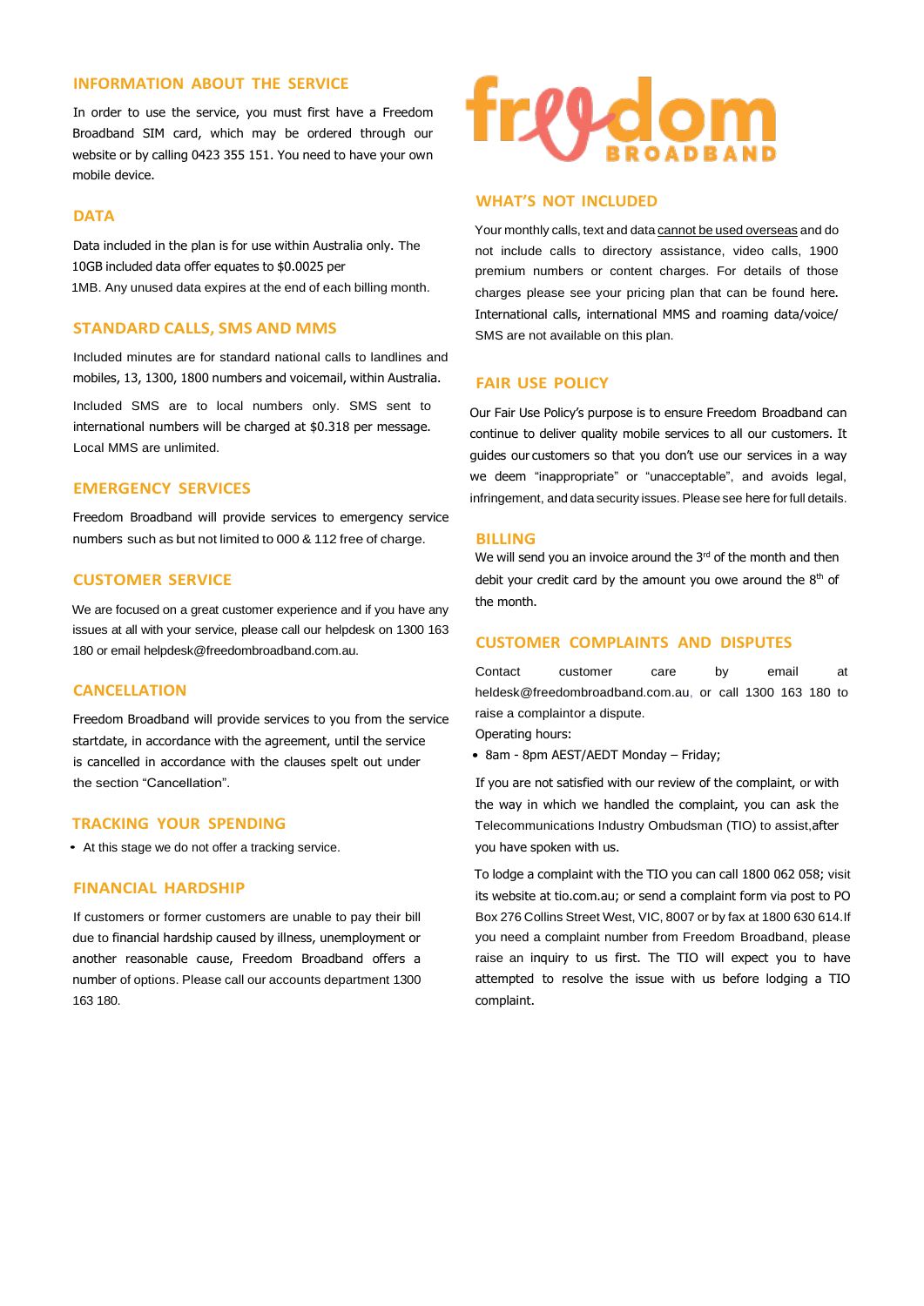## INFORMATION ABOUT THE SERVICE

In order to use the service, you must first have a Freedom Broadband SIM card, which may be ordered through our website or by calling 0423 355 151. You need to have your own mobile device.

## DATA

Data included in the plan is for use within Australia only. The 10GB included data offer equates to $0.0025 per 1MB. Any unused data expires at the end of each billing month.

## STANDARD CALLS, SMS AND MMS

Included minutes are for standard national calls to landlines and mobiles, 13, 1300, 1800 numbers and voicemail, within Australia.

Included SMS are to local numbers only. SMS sent to international numbers will be charged at $0.318 per message. Local MMS are unlimited.

## EMERGENCY SERVICES

Freedom Broadband will provide services to emergency service numbers such as but not limited to 000 & 112 free of charge.

## CUSTOMER SERVICE

We are focused on a great customer experience and if you have any issues at all with your service, please call our helpdesk on 1300 163 180 or email helpdesk@freedombroadband.com.au.

## CANCELLATION

Freedom Broadband will provide services to you from the service startdate, in accordance with the agreement, until the service is cancelled in accordance with the clauses spelt out under the section "Cancellation".

## TRACKING YOUR SPENDING

- At this stage we do not offer a tracking service.

## FINANCIAL HARDSHIP

If customers or former customers are unable to pay their bill due to financial hardship caused by illness, unemployment or another reasonable cause, Freedom Broadband offers a number of options. Please call our accounts department 1300 163 180.

freedom BROADBAND

## WHAT'S NOT INCLUDED

Your monthly calls, text and data cannot be used overseas and do not include calls to directory assistance, video calls, 1900 premium numbers or content charges. For details of those charges please see your pricing plan that can be found here. International calls, international MMS and roaming data/voice/ SMS are not available on this plan.

## FAIR USE POLICY

Our Fair Use Policy's purpose is to ensure Freedom Broadband can continue to deliver quality mobile services to all our customers. It guides our customers so that you don't use our services in a way we deem "inappropriate" or "unacceptable", and avoids legal, infringement, and data security issues. Please see here for full details.

## BILLING

We will send you an invoice around the 3rd of the month and then debit your credit card by the amount you owe around the 8th of the month.

## CUSTOMER COMPLAINTS AND DISPUTES

Contact customer care by email at heldesk@freedombroadband.com.au, or call 1300 163 180 to raise a complaintor a dispute.

Operating hours:

- 8am - 8pm AEST/AEDT Monday – Friday;

If you are not satisfied with our review of the complaint, or with the way in which we handled the complaint, you can ask the Telecommunications Industry Ombudsman (TIO) to assist,after you have spoken with us.

To lodge a complaint with the TIO you can call 1800 062 058; visit its website at tio.com.au; or send a complaint form via post to PO Box 276 Collins Street West, VIC, 8007 or by fax at 1800 630 614.If you need a complaint number from Freedom Broadband, please raise an inquiry to us first. The TIO will expect you to have attempted to resolve the issue with us before lodging a TIO complaint.